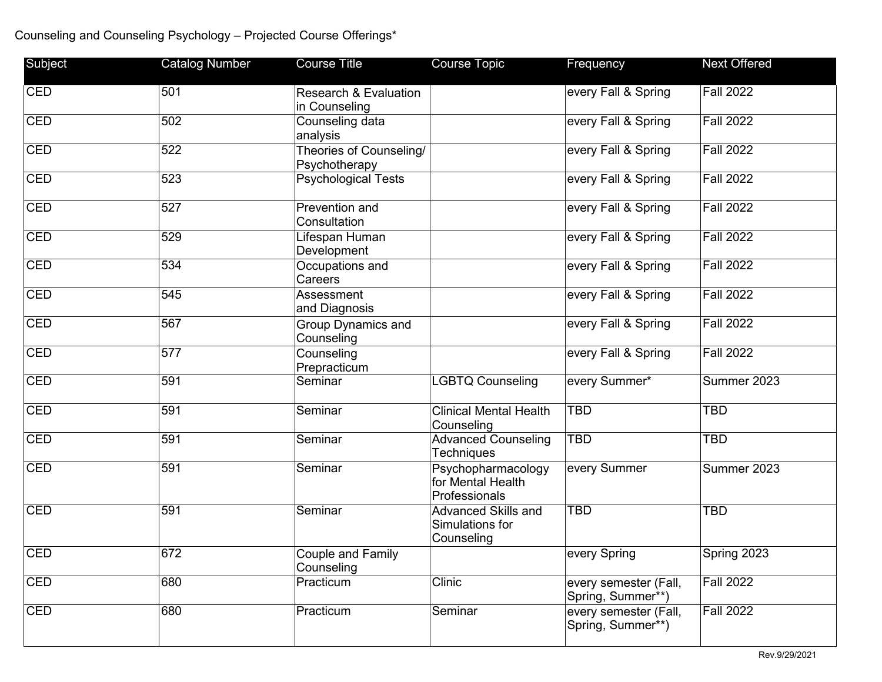Counseling and Counseling Psychology – Projected Course Offerings*

| Subject | Catalog Number | Course Title | Course Topic | Frequency | Next Offered |
|---|---|---|---|---|---|
| CED | 501 | Research & Evaluation in Counseling | | every Fall & Spring | Fall 2022 |
| CED | 502 | Counseling data analysis | | every Fall & Spring | Fall 2022 |
| CED | 522 | Theories of Counseling/ Psychotherapy | | every Fall & Spring | Fall 2022 |
| CED | 523 | Psychological Tests | | every Fall & Spring | Fall 2022 |
| CED | 527 | Prevention and Consultation | | every Fall & Spring | Fall 2022 |
| CED | 529 | Lifespan Human Development | | every Fall & Spring | Fall 2022 |
| CED | 534 | Occupations and Careers | | every Fall & Spring | Fall 2022 |
| CED | 545 | Assessment and Diagnosis | | every Fall & Spring | Fall 2022 |
| CED | 567 | Group Dynamics and Counseling | | every Fall & Spring | Fall 2022 |
| CED | 577 | Counseling Prepracticum | | every Fall & Spring | Fall 2022 |
| CED | 591 | Seminar | LGBTQ Counseling | every Summer* | Summer 2023 |
| CED | 591 | Seminar | Clinical Mental Health Counseling | TBD | TBD |
| CED | 591 | Seminar | Advanced Counseling Techniques | TBD | TBD |
| CED | 591 | Seminar | Psychopharmacology for Mental Health Professionals | every Summer | Summer 2023 |
| CED | 591 | Seminar | Advanced Skills and Simulations for Counseling | TBD | TBD |
| CED | 672 | Couple and Family Counseling | | every Spring | Spring 2023 |
| CED | 680 | Practicum | Clinic | every semester (Fall, Spring, Summer**) | Fall 2022 |
| CED | 680 | Practicum | Seminar | every semester (Fall, Spring, Summer**) | Fall 2022 |

Rev.9/29/2021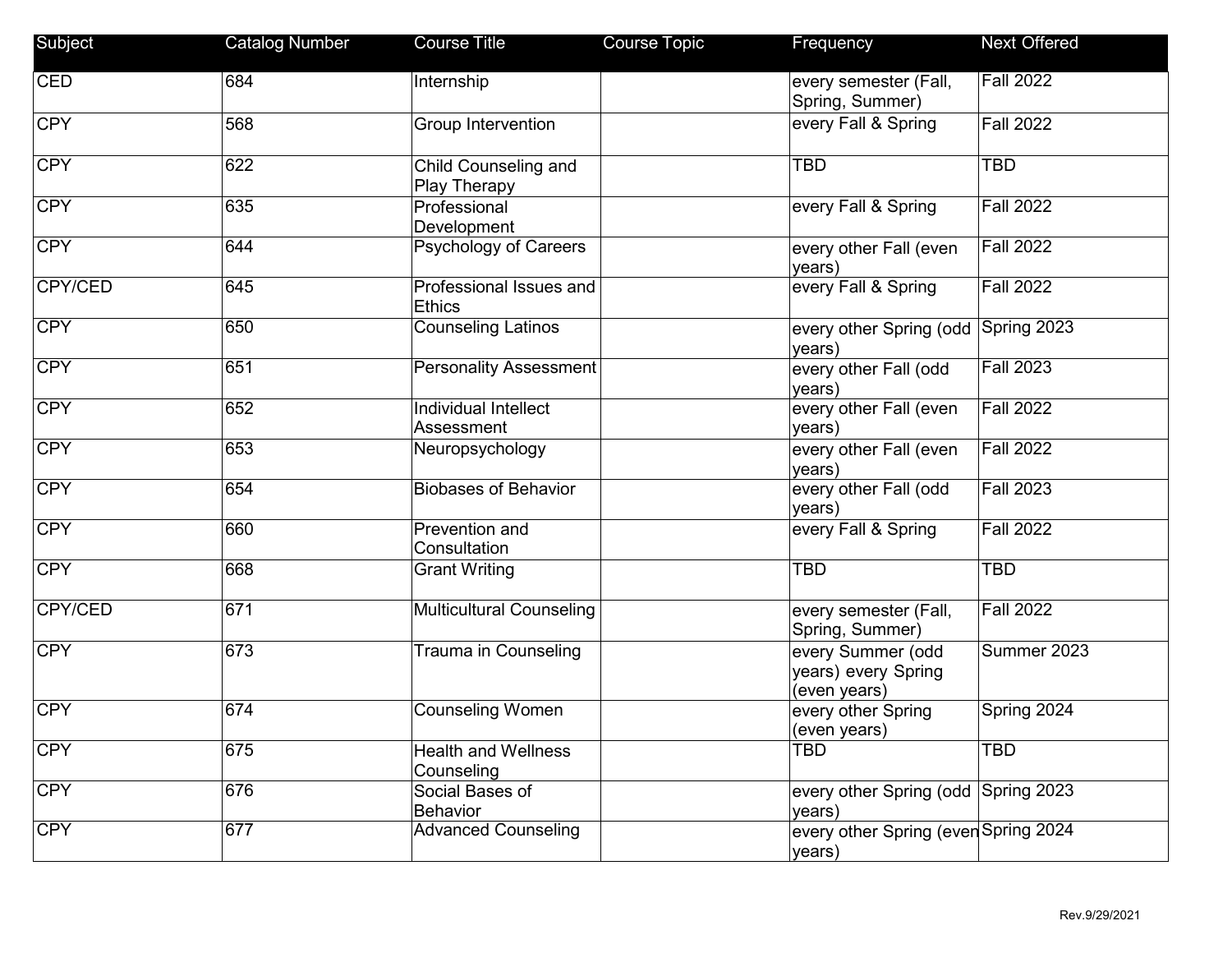| Subject | Catalog Number | Course Title | Course Topic | Frequency | Next Offered |
|---|---|---|---|---|---|
| CED | 684 | Internship | | every semester (Fall, Spring, Summer) | Fall 2022 |
| CPY | 568 | Group Intervention | | every Fall & Spring | Fall 2022 |
| CPY | 622 | Child Counseling and Play Therapy | | TBD | TBD |
| CPY | 635 | Professional Development | | every Fall & Spring | Fall 2022 |
| CPY | 644 | Psychology of Careers | | every other Fall (even years) | Fall 2022 |
| CPY/CED | 645 | Professional Issues and Ethics | | every Fall & Spring | Fall 2022 |
| CPY | 650 | Counseling Latinos | | every other Spring (odd years) | Spring 2023 |
| CPY | 651 | Personality Assessment | | every other Fall (odd years) | Fall 2023 |
| CPY | 652 | Individual Intellect Assessment | | every other Fall (even years) | Fall 2022 |
| CPY | 653 | Neuropsychology | | every other Fall (even years) | Fall 2022 |
| CPY | 654 | Biobases of Behavior | | every other Fall (odd years) | Fall 2023 |
| CPY | 660 | Prevention and Consultation | | every Fall & Spring | Fall 2022 |
| CPY | 668 | Grant Writing | | TBD | TBD |
| CPY/CED | 671 | Multicultural Counseling | | every semester (Fall, Spring, Summer) | Fall 2022 |
| CPY | 673 | Trauma in Counseling | | every Summer (odd years) every Spring (even years) | Summer 2023 |
| CPY | 674 | Counseling Women | | every other Spring (even years) | Spring 2024 |
| CPY | 675 | Health and Wellness Counseling | | TBD | TBD |
| CPY | 676 | Social Bases of Behavior | | every other Spring (odd years) | Spring 2023 |
| CPY | 677 | Advanced Counseling | | every other Spring (even years) | Spring 2024 |

Rev.9/29/2021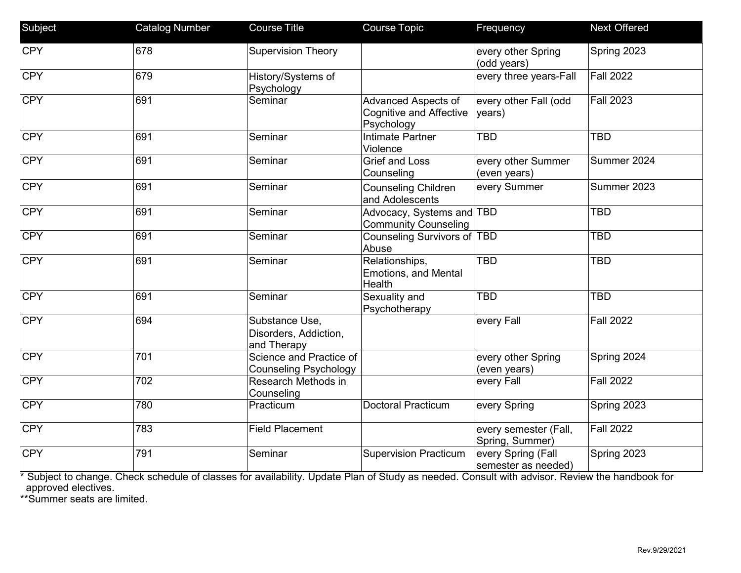| Subject | Catalog Number | Course Title | Course Topic | Frequency | Next Offered |
|---|---|---|---|---|---|
| CPY | 678 | Supervision Theory | | every other Spring (odd years) | Spring 2023 |
| CPY | 679 | History/Systems of Psychology | | every three years-Fall | Fall 2022 |
| CPY | 691 | Seminar | Advanced Aspects of Cognitive and Affective Psychology | every other Fall (odd years) | Fall 2023 |
| CPY | 691 | Seminar | Intimate Partner Violence | TBD | TBD |
| CPY | 691 | Seminar | Grief and Loss Counseling | every other Summer (even years) | Summer 2024 |
| CPY | 691 | Seminar | Counseling Children and Adolescents | every Summer | Summer 2023 |
| CPY | 691 | Seminar | Advocacy, Systems and Community Counseling | TBD | TBD |
| CPY | 691 | Seminar | Counseling Survivors of Abuse | TBD | TBD |
| CPY | 691 | Seminar | Relationships, Emotions, and Mental Health | TBD | TBD |
| CPY | 691 | Seminar | Sexuality and Psychotherapy | TBD | TBD |
| CPY | 694 | Substance Use, Disorders, Addiction, and Therapy | | every Fall | Fall 2022 |
| CPY | 701 | Science and Practice of Counseling Psychology | | every other Spring (even years) | Spring 2024 |
| CPY | 702 | Research Methods in Counseling | | every Fall | Fall 2022 |
| CPY | 780 | Practicum | Doctoral Practicum | every Spring | Spring 2023 |
| CPY | 783 | Field Placement | | every semester (Fall, Spring, Summer) | Fall 2022 |
| CPY | 791 | Seminar | Supervision Practicum | every Spring (Fall semester as needed) | Spring 2023 |

* Subject to change. Check schedule of classes for availability. Update Plan of Study as needed. Consult with advisor. Review the handbook for approved electives.

**Summer seats are limited.

Rev.9/29/2021